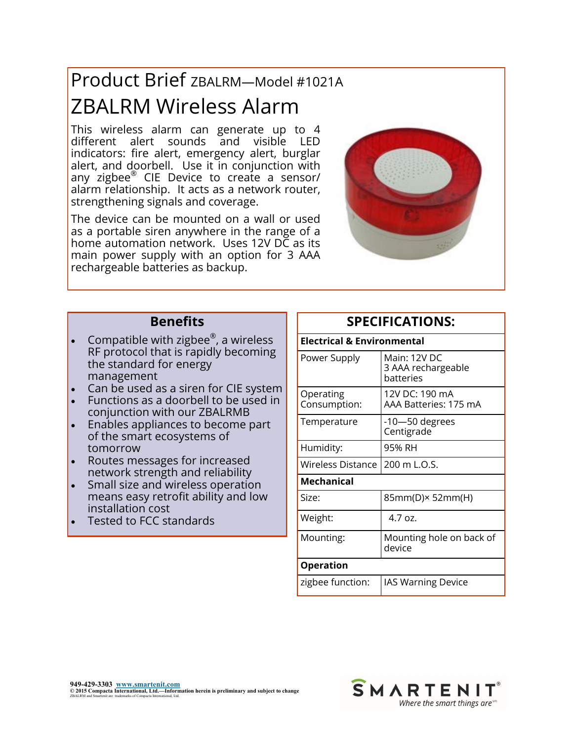# Product Brief ZBALRM—Model #1021A

## ZBALRM Wireless Alarm

This wireless alarm can generate up to 4 different alert sounds and visible LED indicators: fire alert, emergency alert, burglar alert, and doorbell. Use it in conjunction with any zigbee® CIE Device to create a sensor/ alarm relationship. It acts as a network router, strengthening signals and coverage.

The device can be mounted on a wall or used as a portable siren anywhere in the range of a home automation network. Uses 12V DC as its main power supply with an option for 3 AAA rechargeable batteries as backup.

### Benefits

- Compatible with zigbee®, a wireless RF protocol that is rapidly becoming the standard for energy management
- Can be used as a siren for CIE system
- Functions as a doorbell to be used in conjunction with our ZBALRMB
- Enables appliances to become part of the smart ecosystems of tomorrow
- Routes messages for increased network strength and reliability
- Small size and wireless operation means easy retrofit ability and low installation cost
- Tested to FCC standards

### SPECIFICATIONS:

| **Electrical & Environmental** | |
|---|---|
| Power Supply | Main: 12V DC<br>3 AAA rechargeable batteries |
| Operating Consumption: | 12V DC: 190 mA<br>AAA Batteries: 175 mA |
| Temperature | -10—50 degrees Centigrade |
| Humidity: | 95% RH |
| Wireless Distance | 200 m L.O.S. |
| **Mechanical** | |
| Size: | 85mm(D)× 52mm(H) |
| Weight: | 4.7 oz. |
| Mounting: | Mounting hole on back of device |
| **Operation** | |
| zigbee function: | IAS Warning Device |

949-429-3303 www.smartenit.com
© 2015 Compacta International, Ltd.—Information herein is preliminary and subject to change
ZBALRM and Smartenit are trademarks of Compacta International, Ltd.

SMARTENIT® *Where the smart things are*℠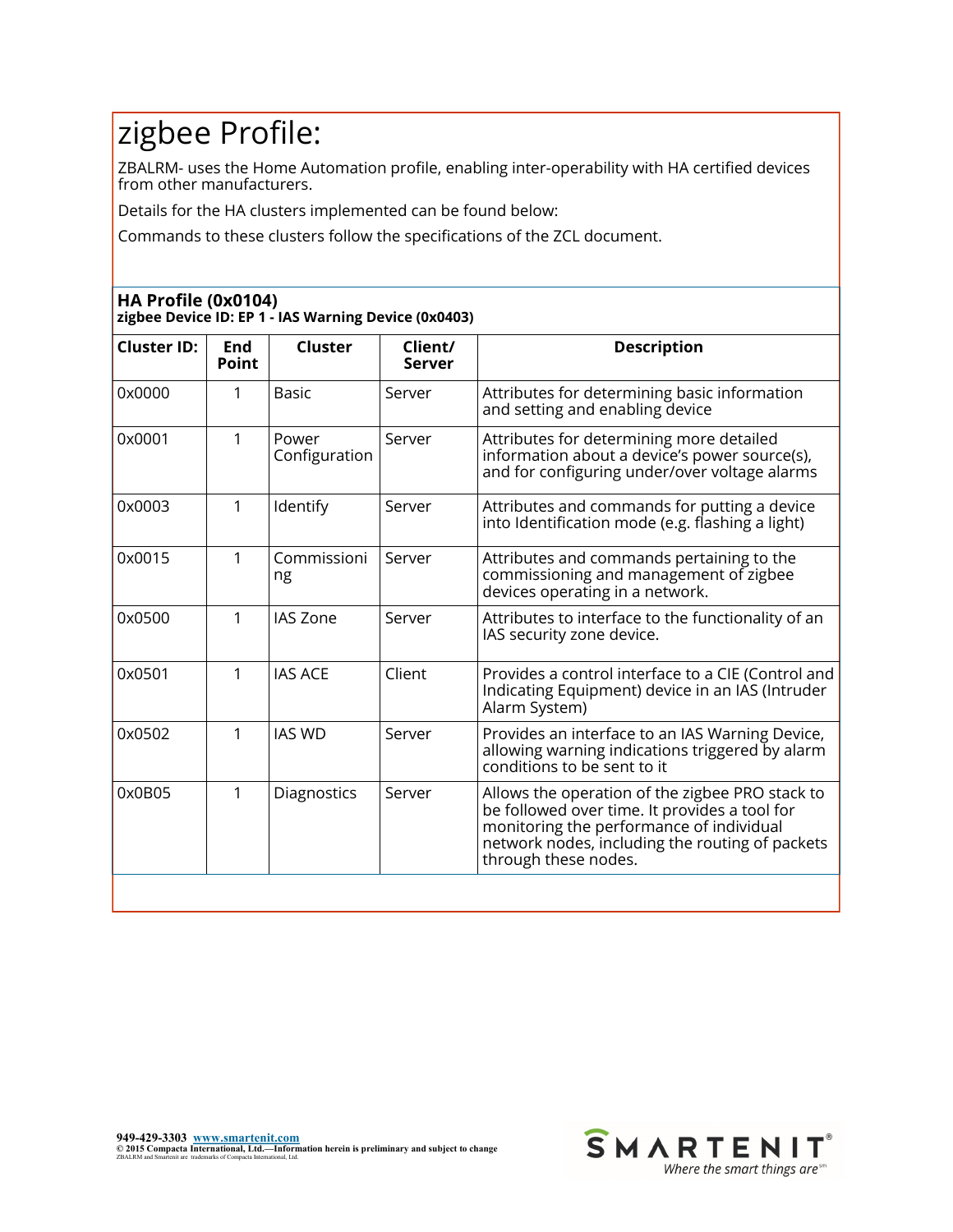# zigbee Profile:

ZBALRM- uses the Home Automation profile, enabling inter-operability with HA certified devices from other manufacturers.

Details for the HA clusters implemented can be found below:

Commands to these clusters follow the specifications of the ZCL document.

**HA Profile (0x0104)**
**zigbee Device ID: EP 1 - IAS Warning Device (0x0403)**

| Cluster ID: | End Point | Cluster | Client/ Server | Description |
|---|---|---|---|---|
| 0x0000 | 1 | Basic | Server | Attributes for determining basic information and setting and enabling device |
| 0x0001 | 1 | Power Configuration | Server | Attributes for determining more detailed information about a device's power source(s), and for configuring under/over voltage alarms |
| 0x0003 | 1 | Identify | Server | Attributes and commands for putting a device into Identification mode (e.g. flashing a light) |
| 0x0015 | 1 | Commissioning | Server | Attributes and commands pertaining to the commissioning and management of zigbee devices operating in a network. |
| 0x0500 | 1 | IAS Zone | Server | Attributes to interface to the functionality of an IAS security zone device. |
| 0x0501 | 1 | IAS ACE | Client | Provides a control interface to a CIE (Control and Indicating Equipment) device in an IAS (Intruder Alarm System) |
| 0x0502 | 1 | IAS WD | Server | Provides an interface to an IAS Warning Device, allowing warning indications triggered by alarm conditions to be sent to it |
| 0x0B05 | 1 | Diagnostics | Server | Allows the operation of the zigbee PRO stack to be followed over time. It provides a tool for monitoring the performance of individual network nodes, including the routing of packets through these nodes. |

949-429-3303 www.smartenit.com
© 2015 Compacta International, Ltd.—Information herein is preliminary and subject to change
ZBALRM and Smartenit are trademarks of Compacta International, Ltd.

SMARTENIT®
Where the smart things are℠